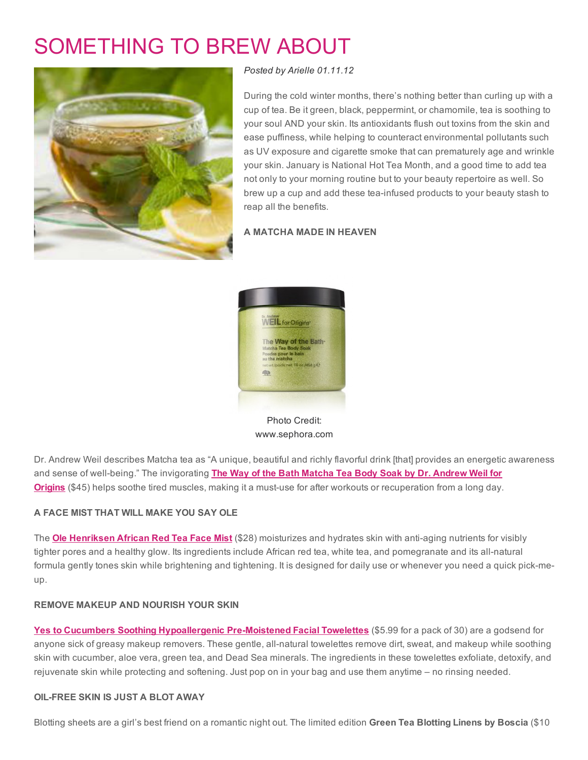# SOMETHING TO BREW ABOUT

*Posted by Arielle 01.11.12*

During the cold winter months, there's nothing better than curling up with a cup of tea. Be it green, black, peppermint, or chamomile, tea is soothing to your soul AND your skin. Its antioxidants flush out toxins from the skin and ease puffiness, while helping to counteract environmental pollutants such as UV exposure and cigarette smoke that can prematurely age and wrinkle your skin. January is National Hot Tea Month, and a good time to add tea not only to your morning routine but to your beauty repertoire as well. So brew up a cup and add these tea-infused products to your beauty stash to reap all the benefits.

**A MATCHA MADE IN HEAVEN**

Photo Credit: www.sephora.com

Dr. Andrew Weil describes Matcha tea as "A unique, beautiful and richly flavorful drink [that] provides an energetic awareness and sense of well-being." The invigorating **The Way of the Bath Matcha Tea Body Soak by Dr. Andrew Weil for Origins** ($45) helps soothe tired muscles, making it a must-use for after workouts or recuperation from a long day.

**A FACE MIST THAT WILL MAKE YOU SAY OLE**

The **Ole Henriksen African Red Tea Face Mist** ($28) moisturizes and hydrates skin with anti-aging nutrients for visibly tighter pores and a healthy glow. Its ingredients include African red tea, white tea, and pomegranate and its all-natural formula gently tones skin while brightening and tightening. It is designed for daily use or whenever you need a quick pick-me-up.

**REMOVE MAKEUP AND NOURISH YOUR SKIN**

**Yes to Cucumbers Soothing Hypoallergenic Pre-Moistened Facial Towelettes** ($5.99 for a pack of 30) are a godsend for anyone sick of greasy makeup removers. These gentle, all-natural towelettes remove dirt, sweat, and makeup while soothing skin with cucumber, aloe vera, green tea, and Dead Sea minerals. The ingredients in these towelettes exfoliate, detoxify, and rejuvenate skin while protecting and softening. Just pop on in your bag and use them anytime – no rinsing needed.

**OIL-FREE SKIN IS JUST A BLOT AWAY**

Blotting sheets are a girl's best friend on a romantic night out. The limited edition **Green Tea Blotting Linens by Boscia** ($10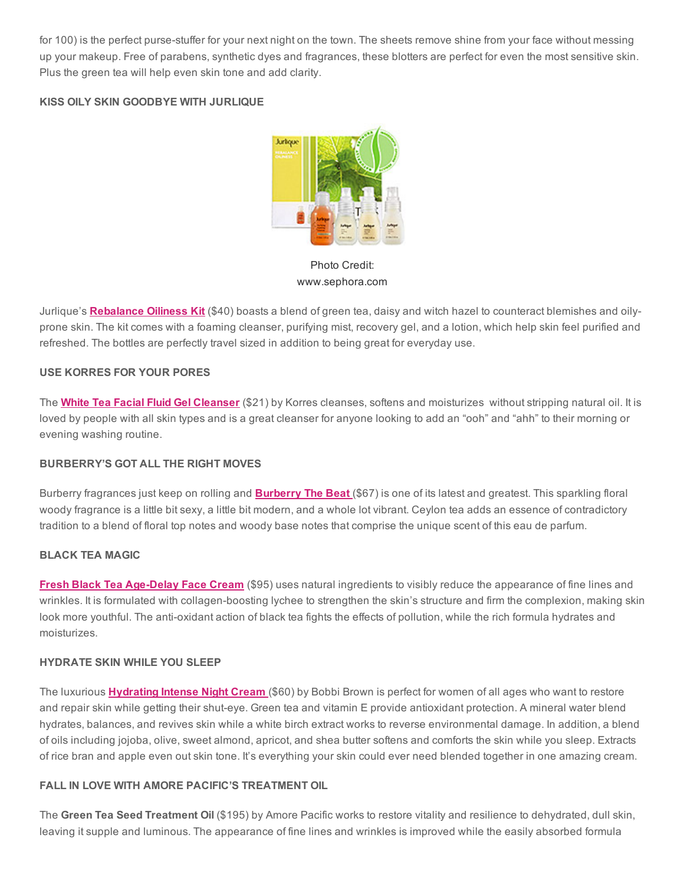for 100) is the perfect purse-stuffer for your next night on the town. The sheets remove shine from your face without messing up your makeup. Free of parabens, synthetic dyes and fragrances, these blotters are perfect for even the most sensitive skin. Plus the green tea will help even skin tone and add clarity.

**KISS OILY SKIN GOODBYE WITH JURLIQUE**

Photo Credit: www.sephora.com

Jurlique's **Rebalance Oiliness Kit** ($40) boasts a blend of green tea, daisy and witch hazel to counteract blemishes and oily-prone skin. The kit comes with a foaming cleanser, purifying mist, recovery gel, and a lotion, which help skin feel purified and refreshed. The bottles are perfectly travel sized in addition to being great for everyday use.

**USE KORRES FOR YOUR PORES**

The **White Tea Facial Fluid Gel Cleanser** ($21) by Korres cleanses, softens and moisturizes without stripping natural oil. It is loved by people with all skin types and is a great cleanser for anyone looking to add an "ooh" and "ahh" to their morning or evening washing routine.

**BURBERRY'S GOT ALL THE RIGHT MOVES**

Burberry fragrances just keep on rolling and **Burberry The Beat** ($67) is one of its latest and greatest. This sparkling floral woody fragrance is a little bit sexy, a little bit modern, and a whole lot vibrant. Ceylon tea adds an essence of contradictory tradition to a blend of floral top notes and woody base notes that comprise the unique scent of this eau de parfum.

**BLACK TEA MAGIC**

**Fresh Black Tea Age-Delay Face Cream** ($95) uses natural ingredients to visibly reduce the appearance of fine lines and wrinkles. It is formulated with collagen-boosting lychee to strengthen the skin's structure and firm the complexion, making skin look more youthful. The anti-oxidant action of black tea fights the effects of pollution, while the rich formula hydrates and moisturizes.

**HYDRATE SKIN WHILE YOU SLEEP**

The luxurious **Hydrating Intense Night Cream** ($60) by Bobbi Brown is perfect for women of all ages who want to restore and repair skin while getting their shut-eye. Green tea and vitamin E provide antioxidant protection. A mineral water blend hydrates, balances, and revives skin while a white birch extract works to reverse environmental damage. In addition, a blend of oils including jojoba, olive, sweet almond, apricot, and shea butter softens and comforts the skin while you sleep. Extracts of rice bran and apple even out skin tone. It's everything your skin could ever need blended together in one amazing cream.

**FALL IN LOVE WITH AMORE PACIFIC'S TREATMENT OIL**

The **Green Tea Seed Treatment Oil** ($195) by Amore Pacific works to restore vitality and resilience to dehydrated, dull skin, leaving it supple and luminous. The appearance of fine lines and wrinkles is improved while the easily absorbed formula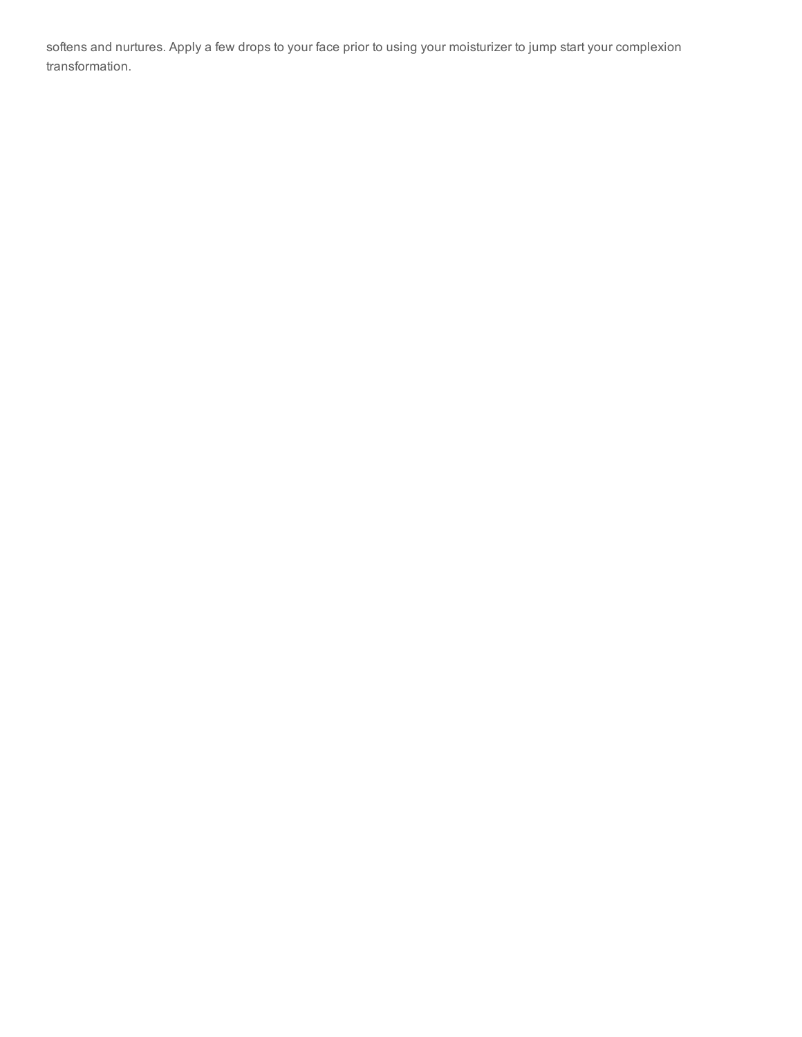softens and nurtures. Apply a few drops to your face prior to using your moisturizer to jump start your complexion transformation.